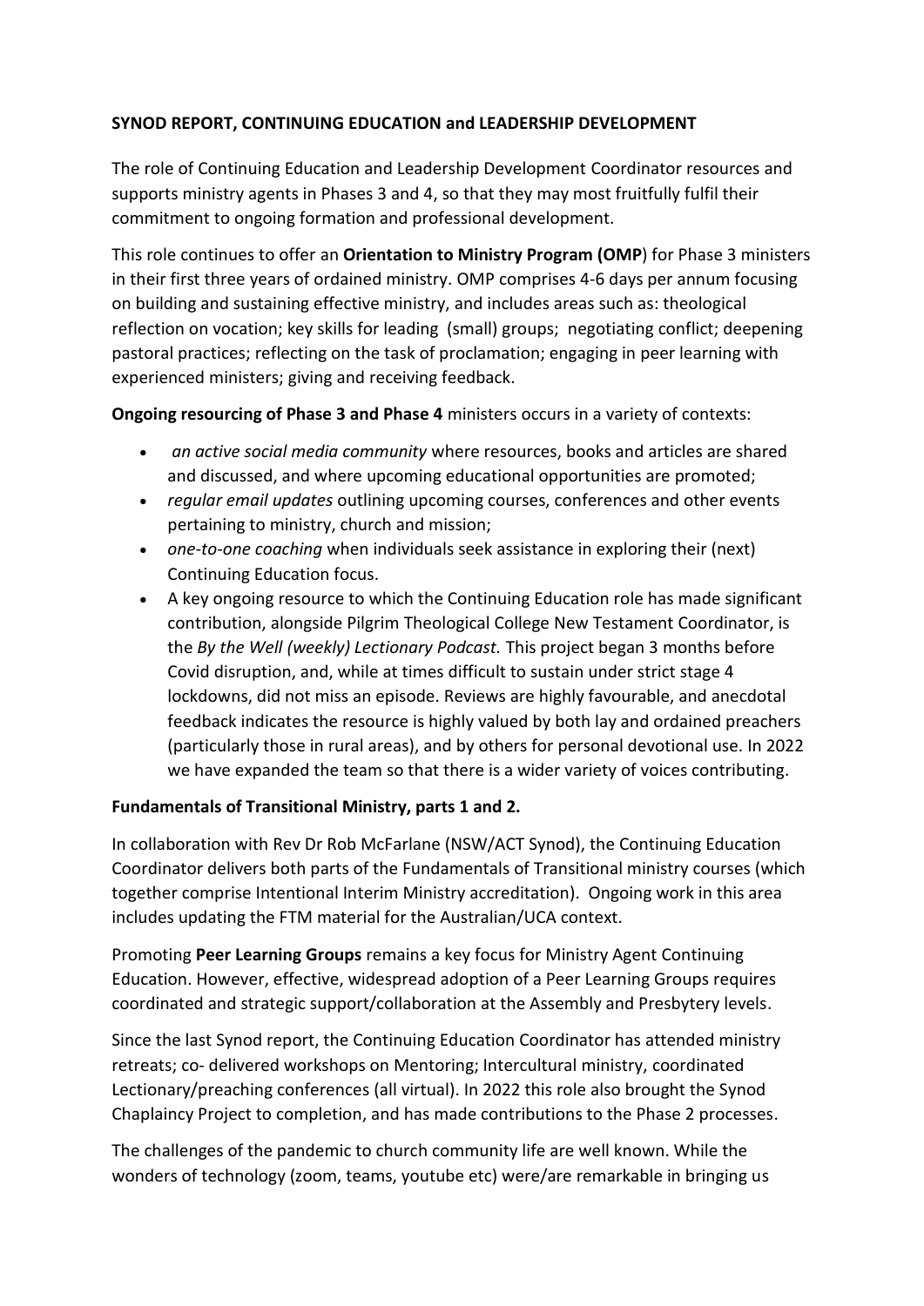**SYNOD REPORT, CONTINUING EDUCATION and LEADERSHIP DEVELOPMENT**

The role of Continuing Education and Leadership Development Coordinator resources and supports ministry agents in Phases 3 and 4, so that they may most fruitfully fulfil their commitment to ongoing formation and professional development.

This role continues to offer an **Orientation to Ministry Program (OMP**) for Phase 3 ministers in their first three years of ordained ministry. OMP comprises 4-6 days per annum focusing on building and sustaining effective ministry, and includes areas such as: theological reflection on vocation; key skills for leading (small) groups; negotiating conflict; deepening pastoral practices; reflecting on the task of proclamation; engaging in peer learning with experienced ministers; giving and receiving feedback.

**Ongoing resourcing of Phase 3 and Phase 4** ministers occurs in a variety of contexts:

- *an active social media community* where resources, books and articles are shared and discussed, and where upcoming educational opportunities are promoted;
- *regular email updates* outlining upcoming courses, conferences and other events pertaining to ministry, church and mission;
- *one-to-one coaching* when individuals seek assistance in exploring their (next) Continuing Education focus.
- A key ongoing resource to which the Continuing Education role has made significant contribution, alongside Pilgrim Theological College New Testament Coordinator, is the *By the Well (weekly) Lectionary Podcast.* This project began 3 months before Covid disruption, and, while at times difficult to sustain under strict stage 4 lockdowns, did not miss an episode. Reviews are highly favourable, and anecdotal feedback indicates the resource is highly valued by both lay and ordained preachers (particularly those in rural areas), and by others for personal devotional use. In 2022 we have expanded the team so that there is a wider variety of voices contributing.

**Fundamentals of Transitional Ministry, parts 1 and 2.**

In collaboration with Rev Dr Rob McFarlane (NSW/ACT Synod), the Continuing Education Coordinator delivers both parts of the Fundamentals of Transitional ministry courses (which together comprise Intentional Interim Ministry accreditation). Ongoing work in this area includes updating the FTM material for the Australian/UCA context.

Promoting **Peer Learning Groups** remains a key focus for Ministry Agent Continuing Education. However, effective, widespread adoption of a Peer Learning Groups requires coordinated and strategic support/collaboration at the Assembly and Presbytery levels.

Since the last Synod report, the Continuing Education Coordinator has attended ministry retreats; co- delivered workshops on Mentoring; Intercultural ministry, coordinated Lectionary/preaching conferences (all virtual). In 2022 this role also brought the Synod Chaplaincy Project to completion, and has made contributions to the Phase 2 processes.

The challenges of the pandemic to church community life are well known. While the wonders of technology (zoom, teams, youtube etc) were/are remarkable in bringing us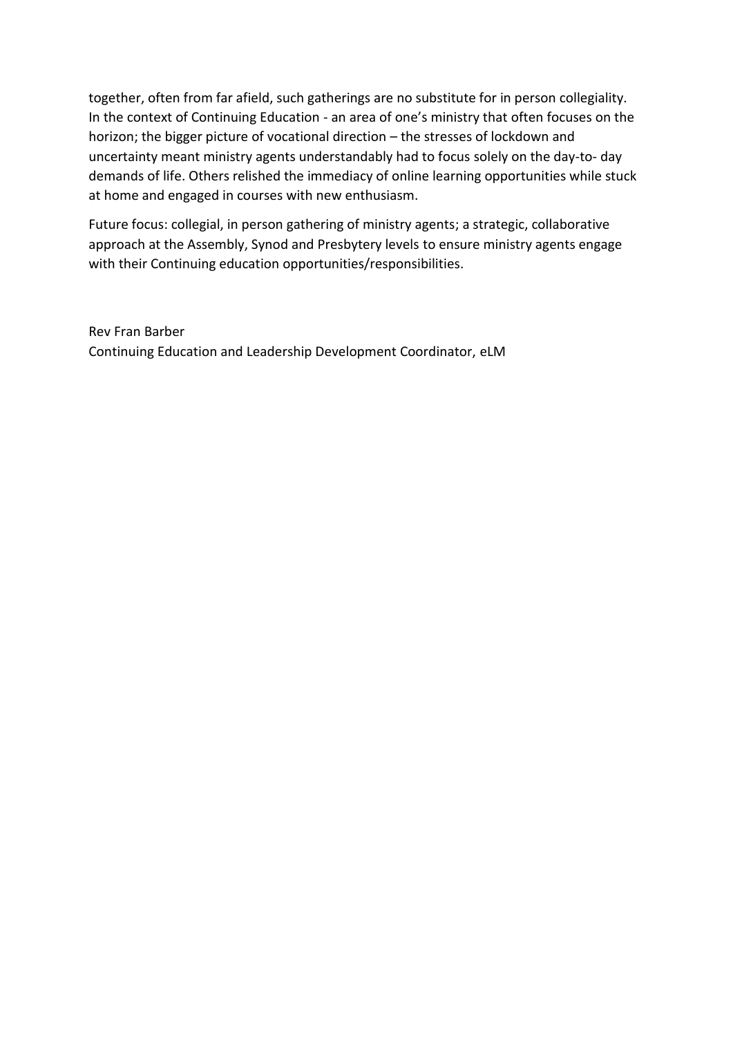together, often from far afield, such gatherings are no substitute for in person collegiality. In the context of Continuing Education - an area of one's ministry that often focuses on the horizon; the bigger picture of vocational direction – the stresses of lockdown and uncertainty meant ministry agents understandably had to focus solely on the day-to- day demands of life. Others relished the immediacy of online learning opportunities while stuck at home and engaged in courses with new enthusiasm.

Future focus: collegial, in person gathering of ministry agents; a strategic, collaborative approach at the Assembly, Synod and Presbytery levels to ensure ministry agents engage with their Continuing education opportunities/responsibilities.

Rev Fran Barber
Continuing Education and Leadership Development Coordinator, eLM